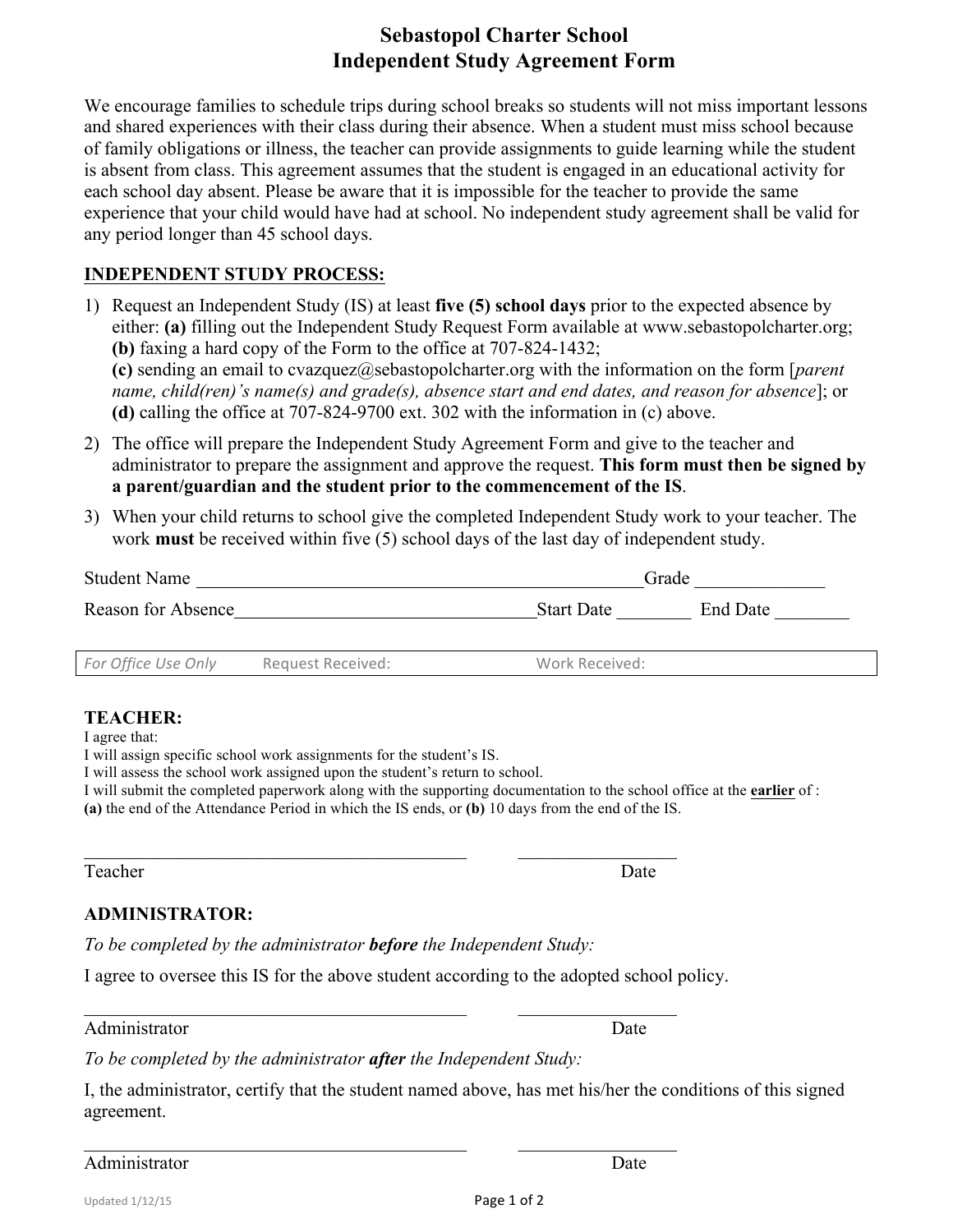# Sebastopol Charter School
# Independent Study Agreement Form

We encourage families to schedule trips during school breaks so students will not miss important lessons and shared experiences with their class during their absence. When a student must miss school because of family obligations or illness, the teacher can provide assignments to guide learning while the student is absent from class. This agreement assumes that the student is engaged in an educational activity for each school day absent. Please be aware that it is impossible for the teacher to provide the same experience that your child would have had at school. No independent study agreement shall be valid for any period longer than 45 school days.

## INDEPENDENT STUDY PROCESS:

1) Request an Independent Study (IS) at least **five (5) school days** prior to the expected absence by either: **(a)** filling out the Independent Study Request Form available at www.sebastopolcharter.org; **(b)** faxing a hard copy of the Form to the office at 707-824-1432; **(c)** sending an email to cvazquez@sebastopolcharter.org with the information on the form [*parent name, child(ren)'s name(s) and grade(s), absence start and end dates, and reason for absence*]; or **(d)** calling the office at 707-824-9700 ext. 302 with the information in (c) above.
2) The office will prepare the Independent Study Agreement Form and give to the teacher and administrator to prepare the assignment and approve the request. **This form must then be signed by a parent/guardian and the student prior to the commencement of the IS**.
3) When your child returns to school give the completed Independent Study work to your teacher. The work **must** be received within five (5) school days of the last day of independent study.

Student Name ________________________________________________ Grade ______________

Reason for Absence ________________________________ Start Date ________ End Date ________

| *For Office Use Only* | Request Received: | Work Received: |
|---|---|---|

### TEACHER:

I agree that:
I will assign specific school work assignments for the student's IS.
I will assess the school work assigned upon the student's return to school.
I will submit the completed paperwork along with the supporting documentation to the school office at the **earlier** of : **(a)** the end of the Attendance Period in which the IS ends, or **(b)** 10 days from the end of the IS.

________________________________________ ________________

Teacher Date

### ADMINISTRATOR:

*To be completed by the administrator* ***before*** *the Independent Study:*

I agree to oversee this IS for the above student according to the adopted school policy.

________________________________________ ________________

Administrator Date

*To be completed by the administrator* ***after*** *the Independent Study:*

I, the administrator, certify that the student named above, has met his/her the conditions of this signed agreement.

________________________________________ ________________

Administrator Date

Updated 1/12/15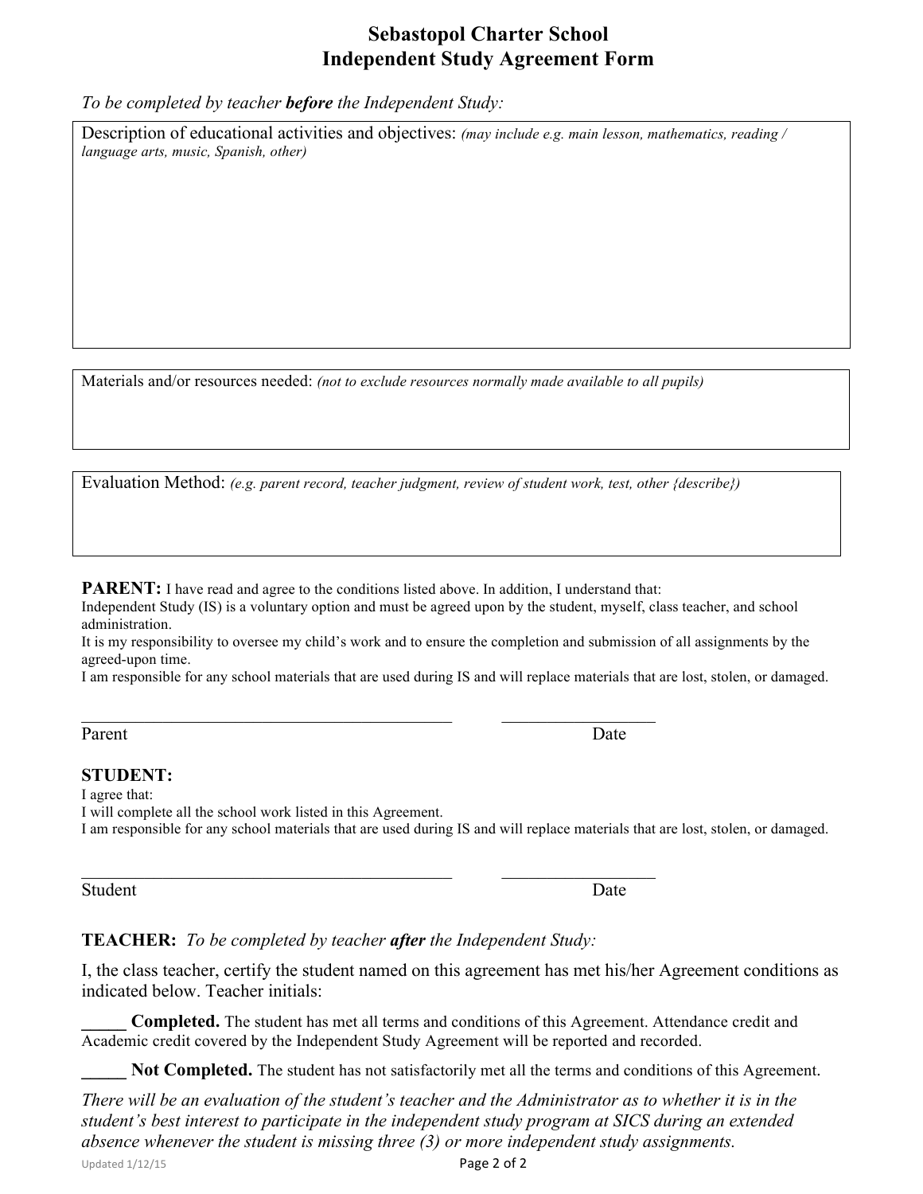# Sebastopol Charter School
# Independent Study Agreement Form

*To be completed by teacher **before** the Independent Study:*

Description of educational activities and objectives: *(may include e.g. main lesson, mathematics, reading / language arts, music, Spanish, other)*

Materials and/or resources needed: *(not to exclude resources normally made available to all pupils)*

Evaluation Method: *(e.g. parent record, teacher judgment, review of student work, test, other {describe})*

**PARENT:** I have read and agree to the conditions listed above. In addition, I understand that:
Independent Study (IS) is a voluntary option and must be agreed upon by the student, myself, class teacher, and school administration.
It is my responsibility to oversee my child's work and to ensure the completion and submission of all assignments by the agreed-upon time.
I am responsible for any school materials that are used during IS and will replace materials that are lost, stolen, or damaged.

\_\_\_\_\_\_\_\_\_\_\_\_\_\_\_\_\_\_\_\_\_\_\_\_\_\_\_\_\_\_\_\_\_\_\_\_\_\_\_\_ \_\_\_\_\_\_\_\_\_\_\_\_\_\_\_\_\_\_
Parent Date

**STUDENT:**
I agree that:
I will complete all the school work listed in this Agreement.
I am responsible for any school materials that are used during IS and will replace materials that are lost, stolen, or damaged.

\_\_\_\_\_\_\_\_\_\_\_\_\_\_\_\_\_\_\_\_\_\_\_\_\_\_\_\_\_\_\_\_\_\_\_\_\_\_\_\_ \_\_\_\_\_\_\_\_\_\_\_\_\_\_\_\_\_\_
Student Date

**TEACHER:** *To be completed by teacher **after** the Independent Study:*

I, the class teacher, certify the student named on this agreement has met his/her Agreement conditions as indicated below. Teacher initials:

**\_\_\_\_\_ Completed.** The student has met all terms and conditions of this Agreement. Attendance credit and Academic credit covered by the Independent Study Agreement will be reported and recorded.

**\_\_\_\_\_ Not Completed.** The student has not satisfactorily met all the terms and conditions of this Agreement.

*There will be an evaluation of the student's teacher and the Administrator as to whether it is in the student's best interest to participate in the independent study program at SICS during an extended absence whenever the student is missing three (3) or more independent study assignments.*

Updated 1/12/15